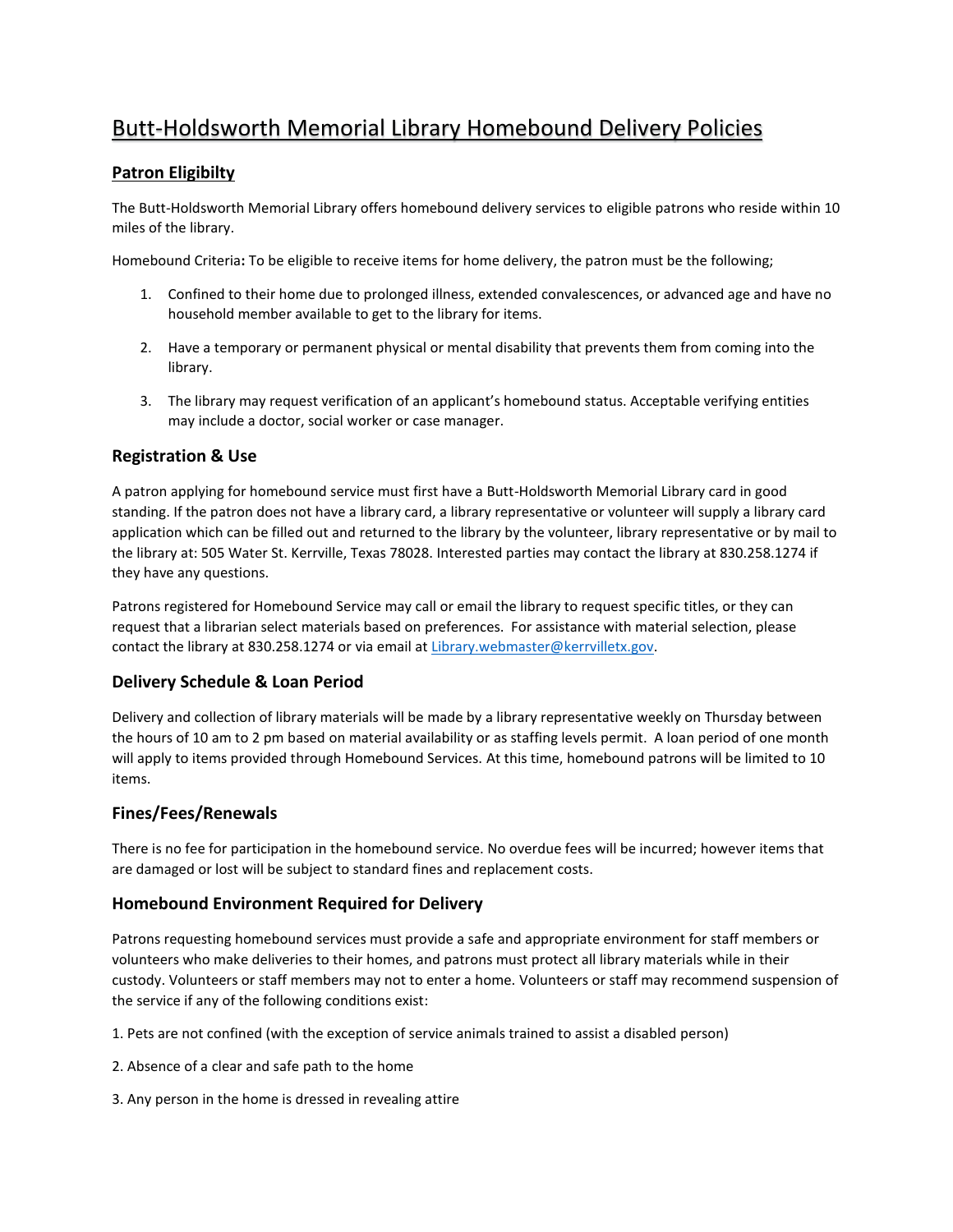# Butt-Holdsworth Memorial Library Homebound Delivery Policies

## Patron Eligibilty

The Butt-Holdsworth Memorial Library offers homebound delivery services to eligible patrons who reside within 10 miles of the library.

Homebound Criteria**:** To be eligible to receive items for home delivery, the patron must be the following;

1. Confined to their home due to prolonged illness, extended convalescences, or advanced age and have no household member available to get to the library for items.

2. Have a temporary or permanent physical or mental disability that prevents them from coming into the library.

3. The library may request verification of an applicant's homebound status. Acceptable verifying entities may include a doctor, social worker or case manager.

## Registration & Use

A patron applying for homebound service must first have a Butt-Holdsworth Memorial Library card in good standing. If the patron does not have a library card, a library representative or volunteer will supply a library card application which can be filled out and returned to the library by the volunteer, library representative or by mail to the library at: 505 Water St. Kerrville, Texas 78028. Interested parties may contact the library at 830.258.1274 if they have any questions.

Patrons registered for Homebound Service may call or email the library to request specific titles, or they can request that a librarian select materials based on preferences. For assistance with material selection, please contact the library at 830.258.1274 or via email at Library.webmaster@kerrvilletx.gov.

## Delivery Schedule & Loan Period

Delivery and collection of library materials will be made by a library representative weekly on Thursday between the hours of 10 am to 2 pm based on material availability or as staffing levels permit. A loan period of one month will apply to items provided through Homebound Services. At this time, homebound patrons will be limited to 10 items.

## Fines/Fees/Renewals

There is no fee for participation in the homebound service. No overdue fees will be incurred; however items that are damaged or lost will be subject to standard fines and replacement costs.

## Homebound Environment Required for Delivery

Patrons requesting homebound services must provide a safe and appropriate environment for staff members or volunteers who make deliveries to their homes, and patrons must protect all library materials while in their custody. Volunteers or staff members may not to enter a home. Volunteers or staff may recommend suspension of the service if any of the following conditions exist:

1. Pets are not confined (with the exception of service animals trained to assist a disabled person)

2. Absence of a clear and safe path to the home

3. Any person in the home is dressed in revealing attire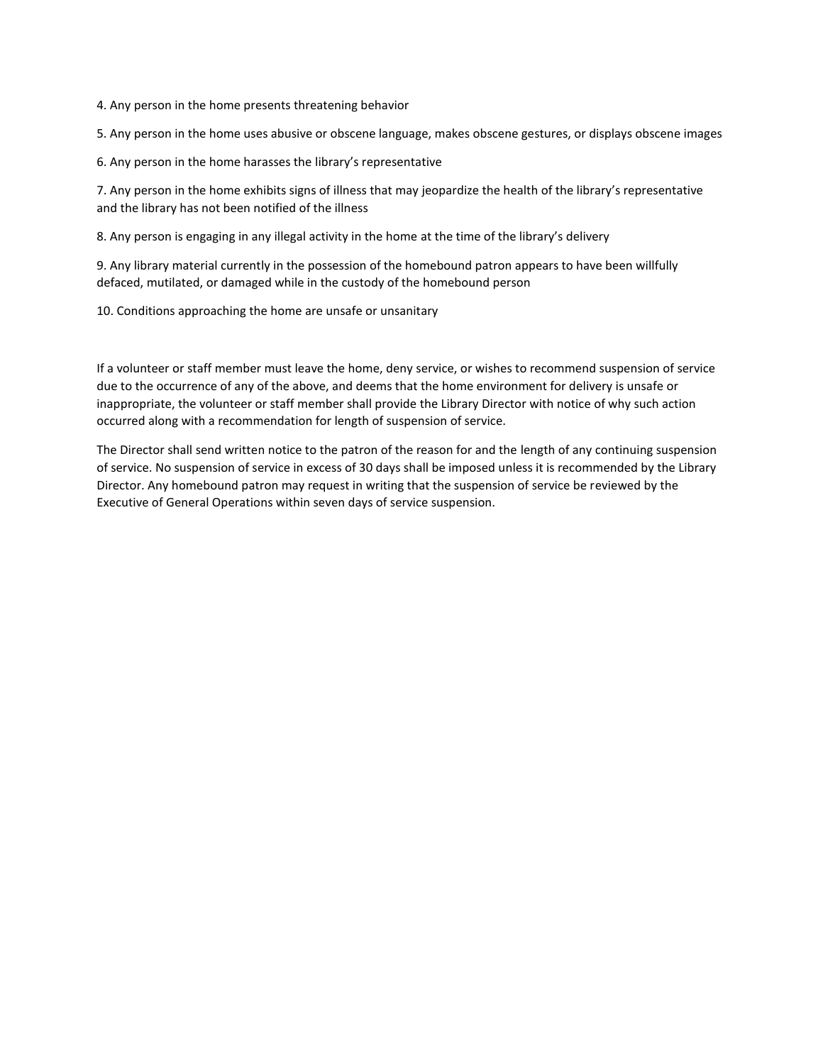4. Any person in the home presents threatening behavior

5. Any person in the home uses abusive or obscene language, makes obscene gestures, or displays obscene images

6. Any person in the home harasses the library's representative

7. Any person in the home exhibits signs of illness that may jeopardize the health of the library's representative and the library has not been notified of the illness

8. Any person is engaging in any illegal activity in the home at the time of the library's delivery

9. Any library material currently in the possession of the homebound patron appears to have been willfully defaced, mutilated, or damaged while in the custody of the homebound person

10. Conditions approaching the home are unsafe or unsanitary

If a volunteer or staff member must leave the home, deny service, or wishes to recommend suspension of service due to the occurrence of any of the above, and deems that the home environment for delivery is unsafe or inappropriate, the volunteer or staff member shall provide the Library Director with notice of why such action occurred along with a recommendation for length of suspension of service.

The Director shall send written notice to the patron of the reason for and the length of any continuing suspension of service. No suspension of service in excess of 30 days shall be imposed unless it is recommended by the Library Director. Any homebound patron may request in writing that the suspension of service be reviewed by the Executive of General Operations within seven days of service suspension.